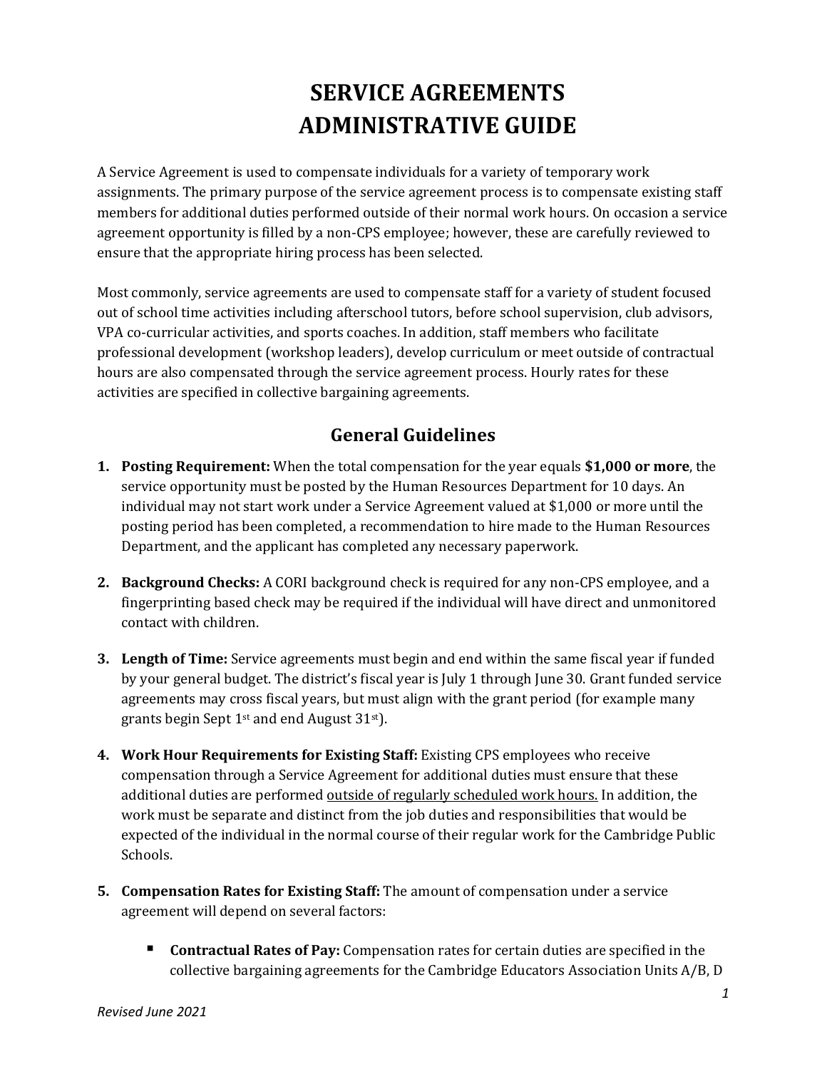# SERVICE AGREEMENTS
# ADMINISTRATIVE GUIDE

A Service Agreement is used to compensate individuals for a variety of temporary work assignments. The primary purpose of the service agreement process is to compensate existing staff members for additional duties performed outside of their normal work hours. On occasion a service agreement opportunity is filled by a non-CPS employee; however, these are carefully reviewed to ensure that the appropriate hiring process has been selected.

Most commonly, service agreements are used to compensate staff for a variety of student focused out of school time activities including afterschool tutors, before school supervision, club advisors, VPA co-curricular activities, and sports coaches. In addition, staff members who facilitate professional development (workshop leaders), develop curriculum or meet outside of contractual hours are also compensated through the service agreement process. Hourly rates for these activities are specified in collective bargaining agreements.

## General Guidelines

1. **Posting Requirement:** When the total compensation for the year equals **$1,000 or more**, the service opportunity must be posted by the Human Resources Department for 10 days. An individual may not start work under a Service Agreement valued at $1,000 or more until the posting period has been completed, a recommendation to hire made to the Human Resources Department, and the applicant has completed any necessary paperwork.

2. **Background Checks:** A CORI background check is required for any non-CPS employee, and a fingerprinting based check may be required if the individual will have direct and unmonitored contact with children.

3. **Length of Time:** Service agreements must begin and end within the same fiscal year if funded by your general budget. The district's fiscal year is July 1 through June 30. Grant funded service agreements may cross fiscal years, but must align with the grant period (for example many grants begin Sept 1st and end August 31st).

4. **Work Hour Requirements for Existing Staff:** Existing CPS employees who receive compensation through a Service Agreement for additional duties must ensure that these additional duties are performed <u>outside of regularly scheduled work hours.</u> In addition, the work must be separate and distinct from the job duties and responsibilities that would be expected of the individual in the normal course of their regular work for the Cambridge Public Schools.

5. **Compensation Rates for Existing Staff:** The amount of compensation under a service agreement will depend on several factors:

   - **Contractual Rates of Pay:** Compensation rates for certain duties are specified in the collective bargaining agreements for the Cambridge Educators Association Units A/B, D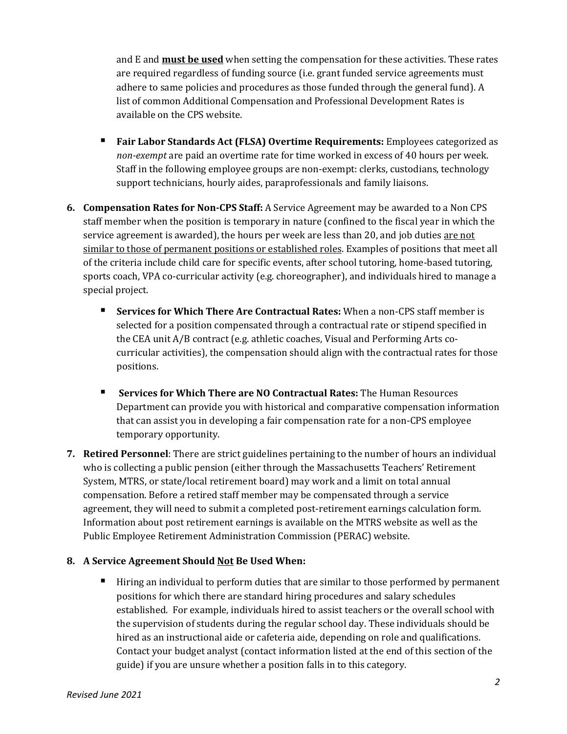and E and **<u>must be used</u>** when setting the compensation for these activities. These rates are required regardless of funding source (i.e. grant funded service agreements must adhere to same policies and procedures as those funded through the general fund). A list of common Additional Compensation and Professional Development Rates is available on the CPS website.

- **Fair Labor Standards Act (FLSA) Overtime Requirements:** Employees categorized as *non-exempt* are paid an overtime rate for time worked in excess of 40 hours per week. Staff in the following employee groups are non-exempt: clerks, custodians, technology support technicians, hourly aides, paraprofessionals and family liaisons.

6. **Compensation Rates for Non-CPS Staff:** A Service Agreement may be awarded to a Non CPS staff member when the position is temporary in nature (confined to the fiscal year in which the service agreement is awarded), the hours per week are less than 20, and job duties <u>are not similar to those of permanent positions or established roles</u>. Examples of positions that meet all of the criteria include child care for specific events, after school tutoring, home-based tutoring, sports coach, VPA co-curricular activity (e.g. choreographer), and individuals hired to manage a special project.

   - **Services for Which There Are Contractual Rates:** When a non-CPS staff member is selected for a position compensated through a contractual rate or stipend specified in the CEA unit A/B contract (e.g. athletic coaches, Visual and Performing Arts co-curricular activities), the compensation should align with the contractual rates for those positions.

   - **Services for Which There are NO Contractual Rates:** The Human Resources Department can provide you with historical and comparative compensation information that can assist you in developing a fair compensation rate for a non-CPS employee temporary opportunity.

7. **Retired Personnel**: There are strict guidelines pertaining to the number of hours an individual who is collecting a public pension (either through the Massachusetts Teachers' Retirement System, MTRS, or state/local retirement board) may work and a limit on total annual compensation. Before a retired staff member may be compensated through a service agreement, they will need to submit a completed post-retirement earnings calculation form. Information about post retirement earnings is available on the MTRS website as well as the Public Employee Retirement Administration Commission (PERAC) website.

8. **A Service Agreement Should <u>Not</u> Be Used When:**

   - Hiring an individual to perform duties that are similar to those performed by permanent positions for which there are standard hiring procedures and salary schedules established. For example, individuals hired to assist teachers or the overall school with the supervision of students during the regular school day. These individuals should be hired as an instructional aide or cafeteria aide, depending on role and qualifications. Contact your budget analyst (contact information listed at the end of this section of the guide) if you are unsure whether a position falls in to this category.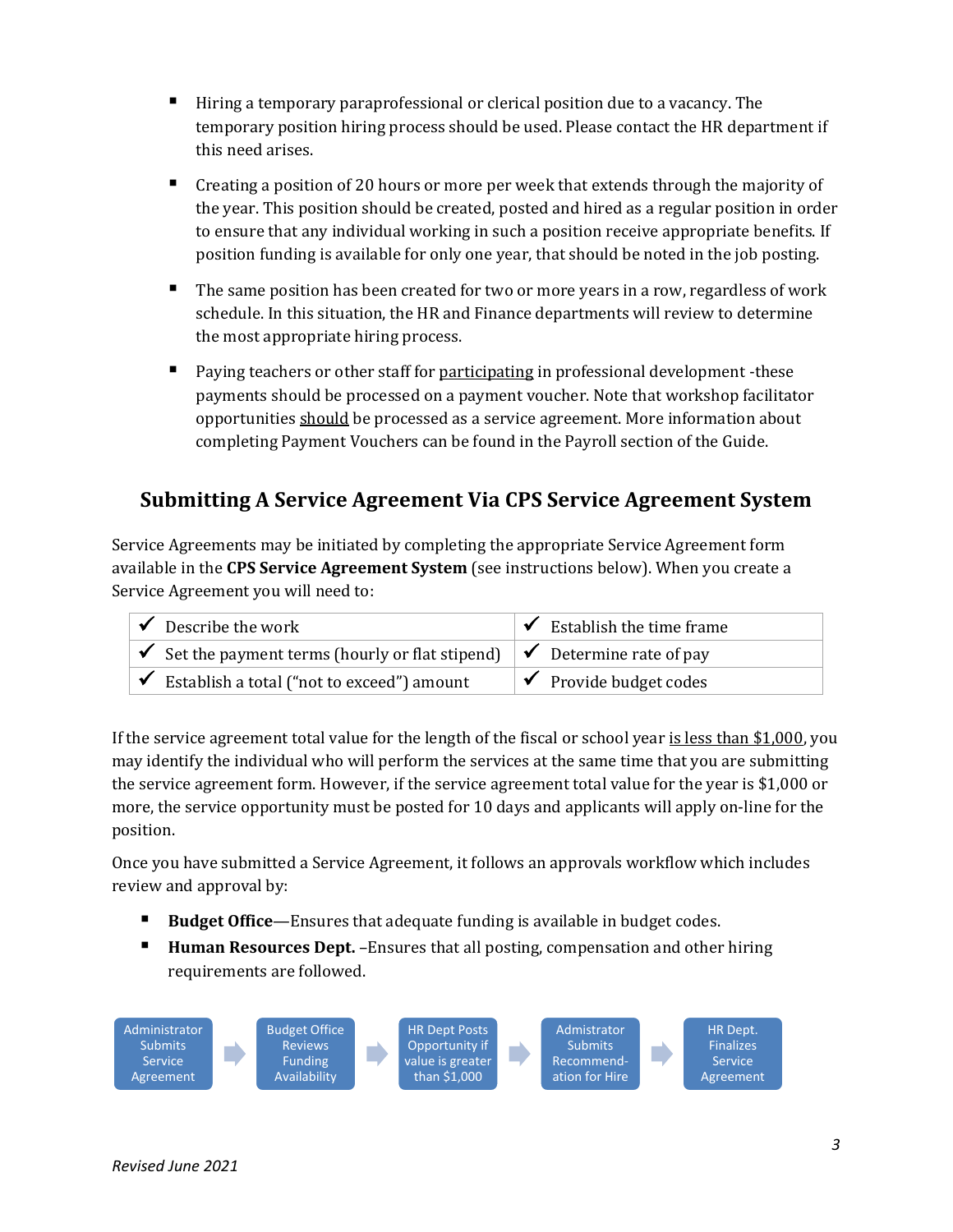- Hiring a temporary paraprofessional or clerical position due to a vacancy. The temporary position hiring process should be used. Please contact the HR department if this need arises.

- Creating a position of 20 hours or more per week that extends through the majority of the year. This position should be created, posted and hired as a regular position in order to ensure that any individual working in such a position receive appropriate benefits. If position funding is available for only one year, that should be noted in the job posting.

- The same position has been created for two or more years in a row, regardless of work schedule. In this situation, the HR and Finance departments will review to determine the most appropriate hiring process.

- Paying teachers or other staff for participating in professional development -these payments should be processed on a payment voucher. Note that workshop facilitator opportunities should be processed as a service agreement. More information about completing Payment Vouchers can be found in the Payroll section of the Guide.

## Submitting A Service Agreement Via CPS Service Agreement System

Service Agreements may be initiated by completing the appropriate Service Agreement form available in the **CPS Service Agreement System** (see instructions below). When you create a Service Agreement you will need to:

| | |
|---|---|
| ✔ Describe the work | ✔ Establish the time frame |
| ✔ Set the payment terms (hourly or flat stipend) | ✔ Determine rate of pay |
| ✔ Establish a total ("not to exceed") amount | ✔ Provide budget codes |

If the service agreement total value for the length of the fiscal or school year is less than $1,000, you may identify the individual who will perform the services at the same time that you are submitting the service agreement form. However, if the service agreement total value for the year is $1,000 or more, the service opportunity must be posted for 10 days and applicants will apply on-line for the position.

Once you have submitted a Service Agreement, it follows an approvals workflow which includes review and approval by:

- **Budget Office**—Ensures that adequate funding is available in budget codes.
- **Human Resources Dept.** –Ensures that all posting, compensation and other hiring requirements are followed.

Administrator Submits Service Agreement → Budget Office Reviews Funding Availability → HR Dept Posts Opportunity if value is greater than $1,000 → Admistrator Submits Recommend-ation for Hire → HR Dept. Finalizes Service Agreement

*Revised June 2021*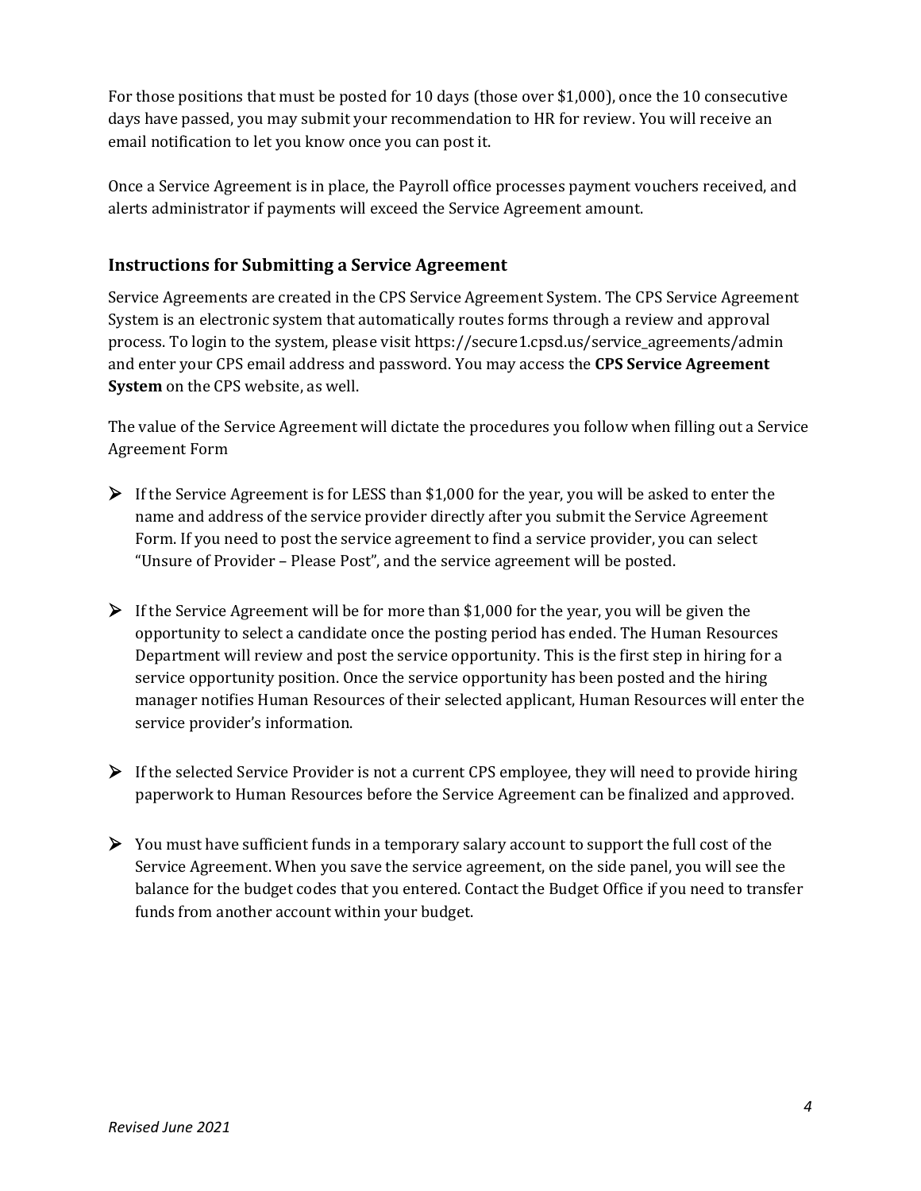For those positions that must be posted for 10 days (those over $1,000), once the 10 consecutive days have passed, you may submit your recommendation to HR for review. You will receive an email notification to let you know once you can post it.

Once a Service Agreement is in place, the Payroll office processes payment vouchers received, and alerts administrator if payments will exceed the Service Agreement amount.

### Instructions for Submitting a Service Agreement

Service Agreements are created in the CPS Service Agreement System. The CPS Service Agreement System is an electronic system that automatically routes forms through a review and approval process. To login to the system, please visit https://secure1.cpsd.us/service_agreements/admin and enter your CPS email address and password. You may access the **CPS Service Agreement System** on the CPS website, as well.

The value of the Service Agreement will dictate the procedures you follow when filling out a Service Agreement Form

- If the Service Agreement is for LESS than $1,000 for the year, you will be asked to enter the name and address of the service provider directly after you submit the Service Agreement Form. If you need to post the service agreement to find a service provider, you can select "Unsure of Provider – Please Post", and the service agreement will be posted.

- If the Service Agreement will be for more than $1,000 for the year, you will be given the opportunity to select a candidate once the posting period has ended. The Human Resources Department will review and post the service opportunity. This is the first step in hiring for a service opportunity position. Once the service opportunity has been posted and the hiring manager notifies Human Resources of their selected applicant, Human Resources will enter the service provider's information.

- If the selected Service Provider is not a current CPS employee, they will need to provide hiring paperwork to Human Resources before the Service Agreement can be finalized and approved.

- You must have sufficient funds in a temporary salary account to support the full cost of the Service Agreement. When you save the service agreement, on the side panel, you will see the balance for the budget codes that you entered. Contact the Budget Office if you need to transfer funds from another account within your budget.

*Revised June 2021*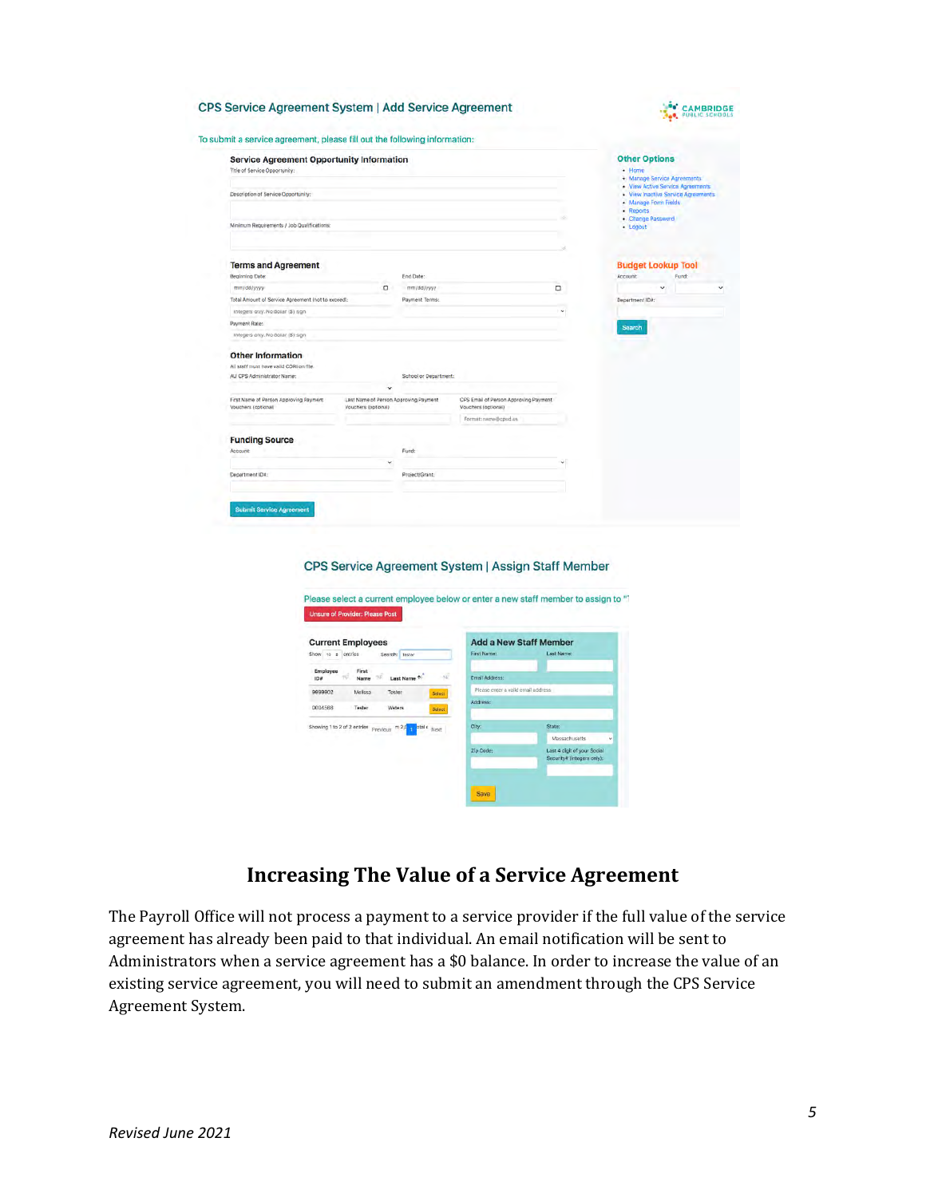CPS Service Agreement System | Add Service Agreement

To submit a service agreement, please fill out the following information:

**Service Agreement Opportunity Information**

Title of Service Opportunity:

Description of Service Opportunity:

Minimum Requirements / Job Qualifications:

**Terms and Agreement**

Beginning Date: mm/dd/yyyy

End Date: mm/dd/yyyy

Total Amount of Service Agreement (not to exceed): Integers only. No dollar ($) sign

Payment Terms:

Payment Rate: Integers only. No dollar ($) sign

**Other Information**

All staff must have valid CORI on file.

AU CPS Administrator Name:

School or Department:

First Name of Person Approving Payment Vouchers (optional)

Last Name of Person Approving Payment Vouchers (optional)

CPS Email of Person Approving Payment Vouchers (optional) Format: name@cpsd.us

**Funding Source**

Account:

Fund:

Department ID#:

Project/Grant:

Submit Service Agreement

**Other Options**

- Home
- Manage Service Agreements
- View Active Service Agreements
- View Inactive Service Agreements
- Manage Form Fields
- Reports
- Change Password
- Logout

**Budget Lookup Tool**

Account: Fund:

Department ID#:

Search

CPS Service Agreement System | Assign Staff Member

Please select a current employee below or enter a new staff member to assign to "

Unsure of Provider: Please Post

**Current Employees**

Show 10 entries Search: tester

| Employee ID# | First Name | Last Name | |
|---|---|---|---|
| 9999902 | Melissa | Tester | Select |
| 0004568 | Tester | Waters | Select |

Showing 1 to 2 of 2 entries Previous 1 Next

**Add a New Staff Member**

First Name: Last Name:

Email Address: Please enter a valid email address

Address:

City: State: Massachusetts

Zip Code: Last 4 digit of your Social Security# (integers only):

Save

## Increasing The Value of a Service Agreement

The Payroll Office will not process a payment to a service provider if the full value of the service agreement has already been paid to that individual. An email notification will be sent to Administrators when a service agreement has a $0 balance. In order to increase the value of an existing service agreement, you will need to submit an amendment through the CPS Service Agreement System.

*Revised June 2021*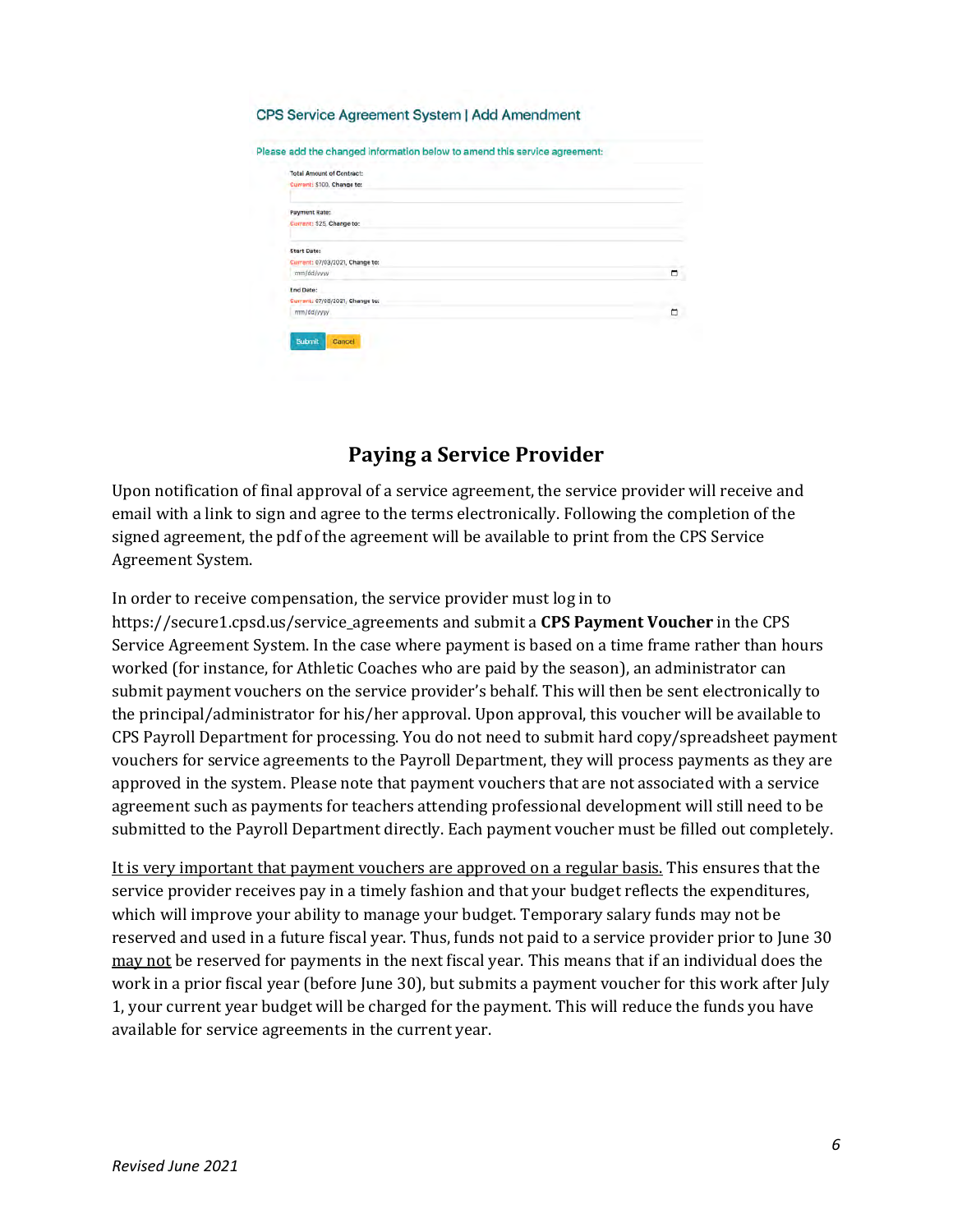CPS Service Agreement System | Add Amendment

Please add the changed information below to amend this service agreement:

Total Amount of Contract:
Current: $100, Change to:

Payment Rate:
Current: $25, Change to:

Start Date:
Current: 07/03/2021, Change to:
mm/dd/yyyy

End Date:
Current: 07/08/2021, Change to:
mm/dd/yyyy

Submit Cancel

## Paying a Service Provider

Upon notification of final approval of a service agreement, the service provider will receive and email with a link to sign and agree to the terms electronically. Following the completion of the signed agreement, the pdf of the agreement will be available to print from the CPS Service Agreement System.

In order to receive compensation, the service provider must log in to https://secure1.cpsd.us/service_agreements and submit a **CPS Payment Voucher** in the CPS Service Agreement System. In the case where payment is based on a time frame rather than hours worked (for instance, for Athletic Coaches who are paid by the season), an administrator can submit payment vouchers on the service provider's behalf. This will then be sent electronically to the principal/administrator for his/her approval. Upon approval, this voucher will be available to CPS Payroll Department for processing. You do not need to submit hard copy/spreadsheet payment vouchers for service agreements to the Payroll Department, they will process payments as they are approved in the system. Please note that payment vouchers that are not associated with a service agreement such as payments for teachers attending professional development will still need to be submitted to the Payroll Department directly. Each payment voucher must be filled out completely.

<u>It is very important that payment vouchers are approved on a regular basis.</u> This ensures that the service provider receives pay in a timely fashion and that your budget reflects the expenditures, which will improve your ability to manage your budget. Temporary salary funds may not be reserved and used in a future fiscal year. Thus, funds not paid to a service provider prior to June 30 <u>may not</u> be reserved for payments in the next fiscal year. This means that if an individual does the work in a prior fiscal year (before June 30), but submits a payment voucher for this work after July 1, your current year budget will be charged for the payment. This will reduce the funds you have available for service agreements in the current year.

*Revised June 2021*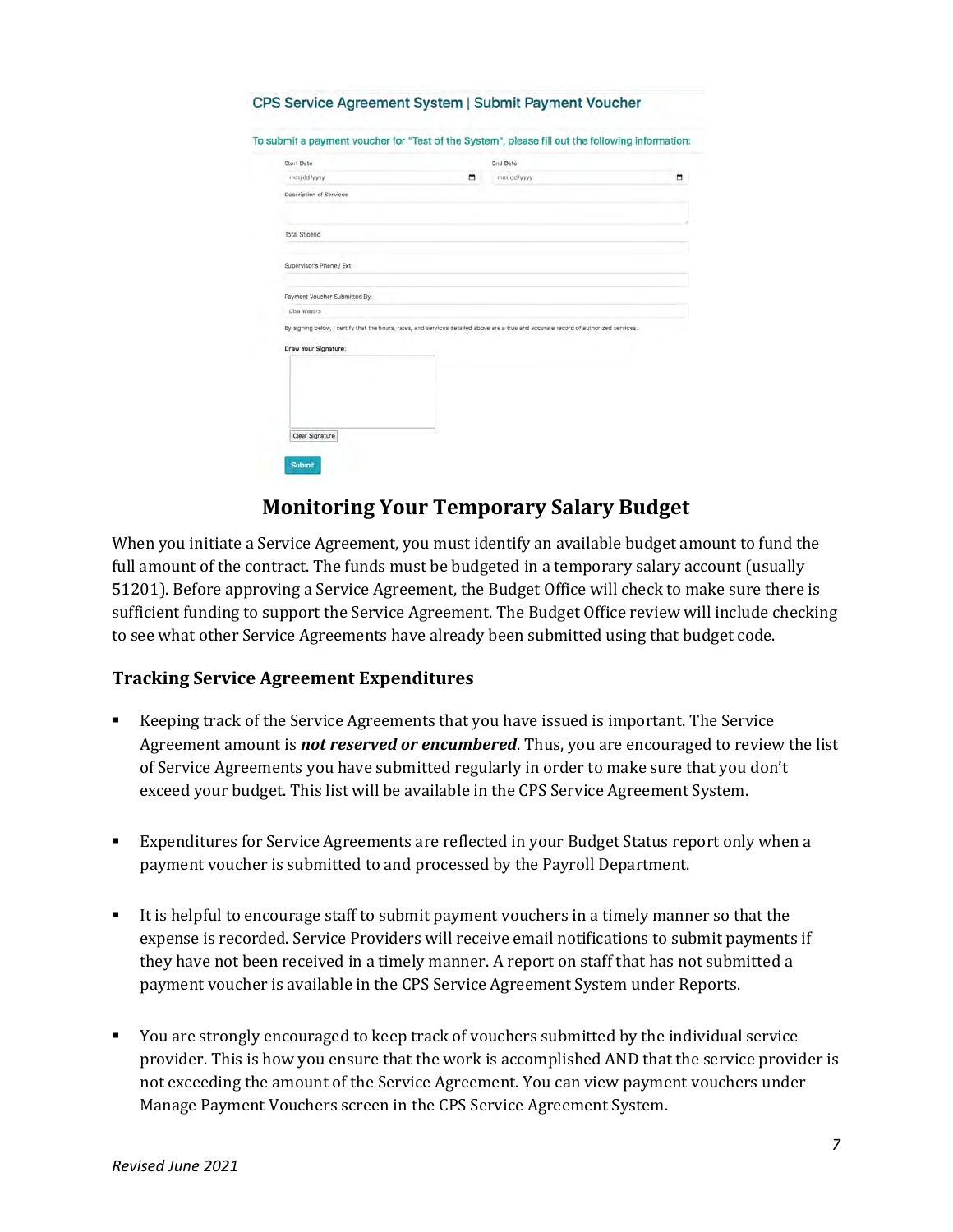CPS Service Agreement System | Submit Payment Voucher

To submit a payment voucher for "Test of the System", please fill out the following information:

Start Date

mm/dd/yyyy

End Date

mm/dd/yyyy

Description of Services

Total Stipend

Supervisor's Phone / Ext

Payment Voucher Submitted By:

Lisa Waters

By signing below, I certify that the hours, rates, and services detailed above are a true and accurate record of authorized services.

Draw Your Signature:

Clear Signature

Submit

## Monitoring Your Temporary Salary Budget

When you initiate a Service Agreement, you must identify an available budget amount to fund the full amount of the contract. The funds must be budgeted in a temporary salary account (usually 51201). Before approving a Service Agreement, the Budget Office will check to make sure there is sufficient funding to support the Service Agreement. The Budget Office review will include checking to see what other Service Agreements have already been submitted using that budget code.

### Tracking Service Agreement Expenditures

- Keeping track of the Service Agreements that you have issued is important. The Service Agreement amount is ***not reserved or encumbered***. Thus, you are encouraged to review the list of Service Agreements you have submitted regularly in order to make sure that you don't exceed your budget. This list will be available in the CPS Service Agreement System.

- Expenditures for Service Agreements are reflected in your Budget Status report only when a payment voucher is submitted to and processed by the Payroll Department.

- It is helpful to encourage staff to submit payment vouchers in a timely manner so that the expense is recorded. Service Providers will receive email notifications to submit payments if they have not been received in a timely manner. A report on staff that has not submitted a payment voucher is available in the CPS Service Agreement System under Reports.

- You are strongly encouraged to keep track of vouchers submitted by the individual service provider. This is how you ensure that the work is accomplished AND that the service provider is not exceeding the amount of the Service Agreement. You can view payment vouchers under Manage Payment Vouchers screen in the CPS Service Agreement System.

*Revised June 2021*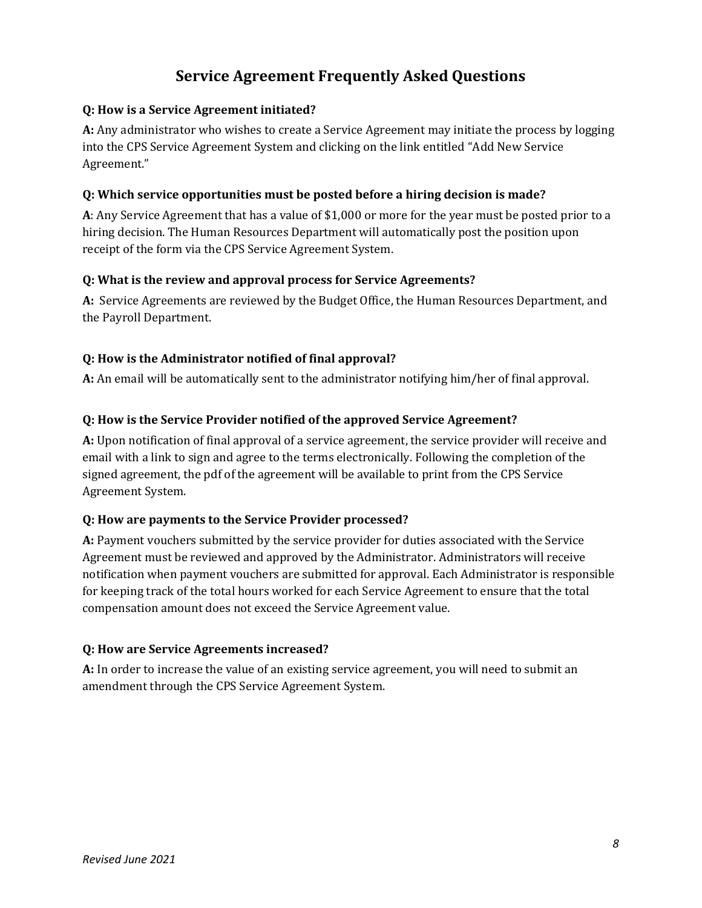# Service Agreement Frequently Asked Questions

**Q: How is a Service Agreement initiated?**

**A:** Any administrator who wishes to create a Service Agreement may initiate the process by logging into the CPS Service Agreement System and clicking on the link entitled "Add New Service Agreement."

**Q: Which service opportunities must be posted before a hiring decision is made?**

**A**: Any Service Agreement that has a value of $1,000 or more for the year must be posted prior to a hiring decision. The Human Resources Department will automatically post the position upon receipt of the form via the CPS Service Agreement System.

**Q: What is the review and approval process for Service Agreements?**

**A:** Service Agreements are reviewed by the Budget Office, the Human Resources Department, and the Payroll Department.

**Q: How is the Administrator notified of final approval?**

**A:** An email will be automatically sent to the administrator notifying him/her of final approval.

**Q: How is the Service Provider notified of the approved Service Agreement?**

**A:** Upon notification of final approval of a service agreement, the service provider will receive and email with a link to sign and agree to the terms electronically. Following the completion of the signed agreement, the pdf of the agreement will be available to print from the CPS Service Agreement System.

**Q: How are payments to the Service Provider processed?**

**A:** Payment vouchers submitted by the service provider for duties associated with the Service Agreement must be reviewed and approved by the Administrator. Administrators will receive notification when payment vouchers are submitted for approval. Each Administrator is responsible for keeping track of the total hours worked for each Service Agreement to ensure that the total compensation amount does not exceed the Service Agreement value.

**Q: How are Service Agreements increased?**

**A:** In order to increase the value of an existing service agreement, you will need to submit an amendment through the CPS Service Agreement System.

*Revised June 2021*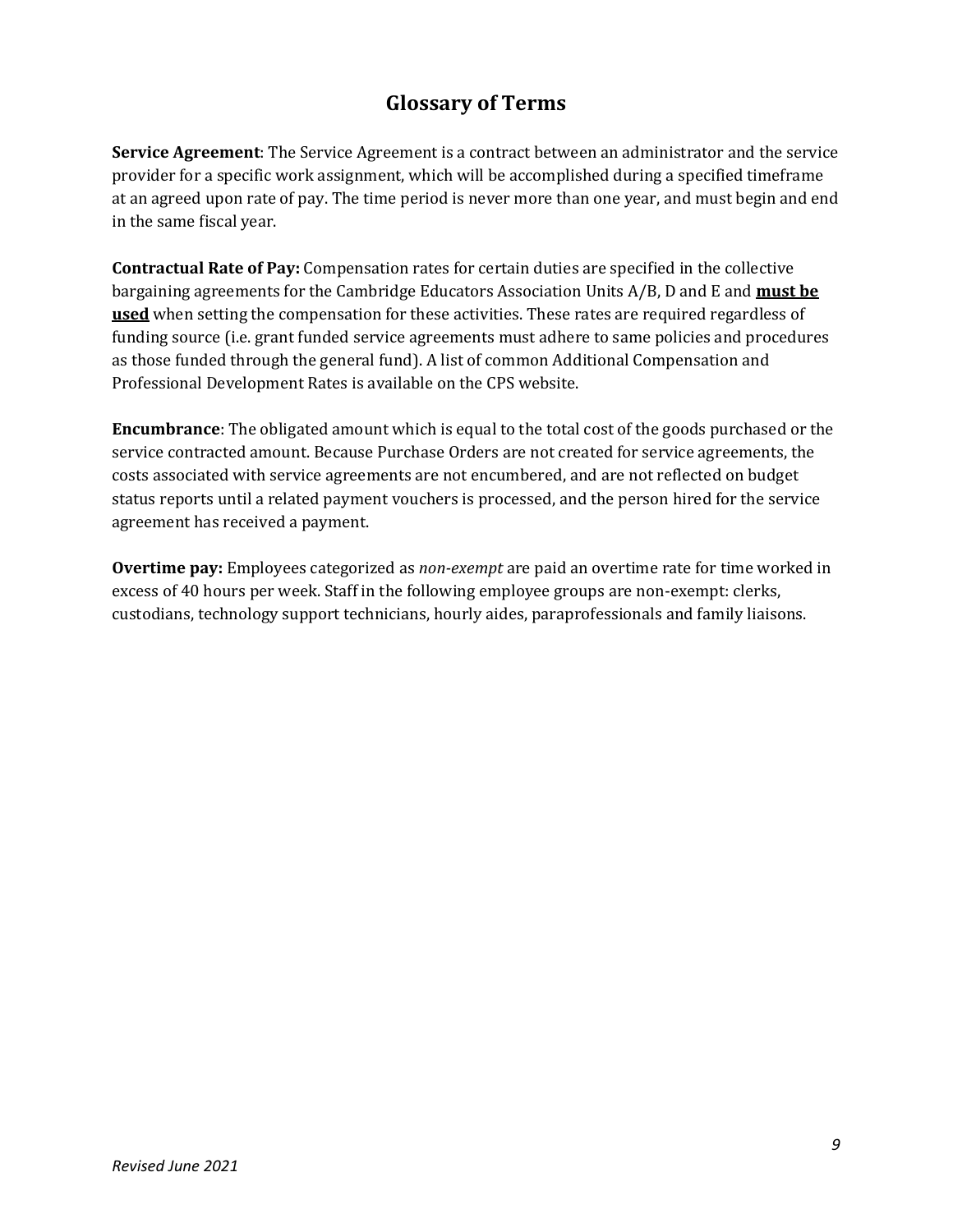# Glossary of Terms

**Service Agreement**: The Service Agreement is a contract between an administrator and the service provider for a specific work assignment, which will be accomplished during a specified timeframe at an agreed upon rate of pay. The time period is never more than one year, and must begin and end in the same fiscal year.

**Contractual Rate of Pay:** Compensation rates for certain duties are specified in the collective bargaining agreements for the Cambridge Educators Association Units A/B, D and E and **must be used** when setting the compensation for these activities. These rates are required regardless of funding source (i.e. grant funded service agreements must adhere to same policies and procedures as those funded through the general fund). A list of common Additional Compensation and Professional Development Rates is available on the CPS website.

**Encumbrance**: The obligated amount which is equal to the total cost of the goods purchased or the service contracted amount. Because Purchase Orders are not created for service agreements, the costs associated with service agreements are not encumbered, and are not reflected on budget status reports until a related payment vouchers is processed, and the person hired for the service agreement has received a payment.

**Overtime pay:** Employees categorized as *non-exempt* are paid an overtime rate for time worked in excess of 40 hours per week. Staff in the following employee groups are non-exempt: clerks, custodians, technology support technicians, hourly aides, paraprofessionals and family liaisons.

*Revised June 2021*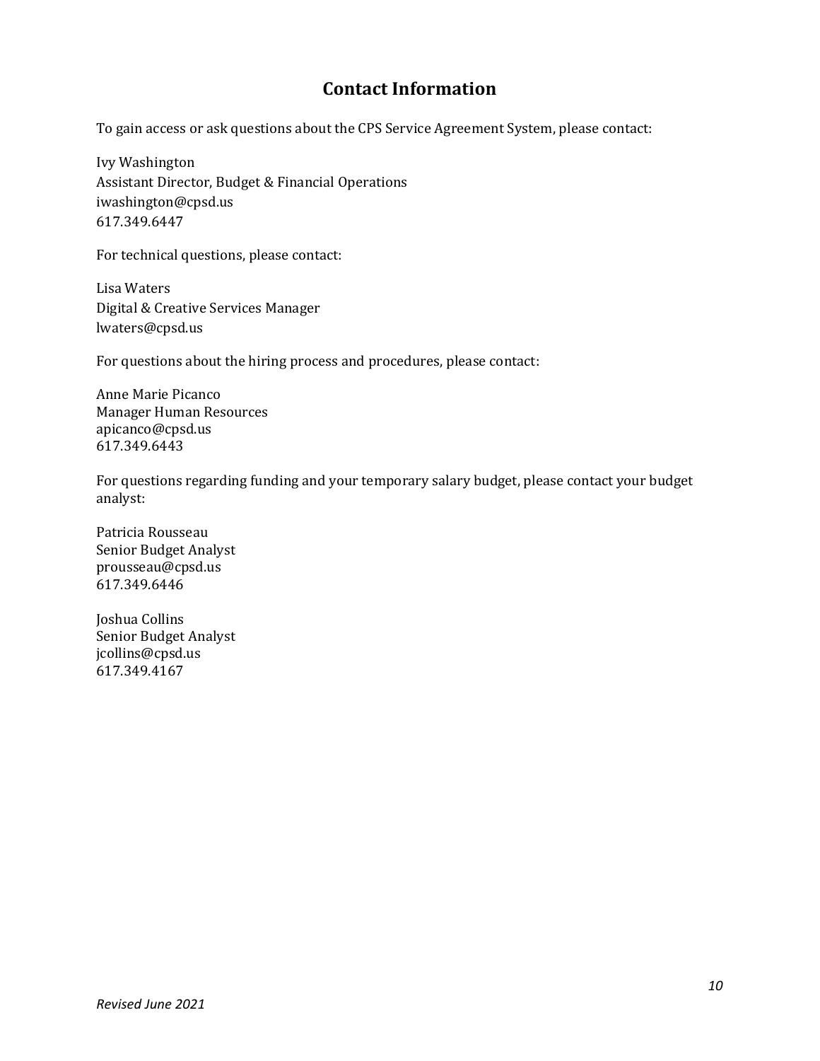## Contact Information

To gain access or ask questions about the CPS Service Agreement System, please contact:

Ivy Washington
Assistant Director, Budget & Financial Operations
iwashington@cpsd.us
617.349.6447

For technical questions, please contact:

Lisa Waters
Digital & Creative Services Manager
lwaters@cpsd.us

For questions about the hiring process and procedures, please contact:

Anne Marie Picanco
Manager Human Resources
apicanco@cpsd.us
617.349.6443

For questions regarding funding and your temporary salary budget, please contact your budget analyst:

Patricia Rousseau
Senior Budget Analyst
prousseau@cpsd.us
617.349.6446

Joshua Collins
Senior Budget Analyst
jcollins@cpsd.us
617.349.4167

*Revised June 2021*